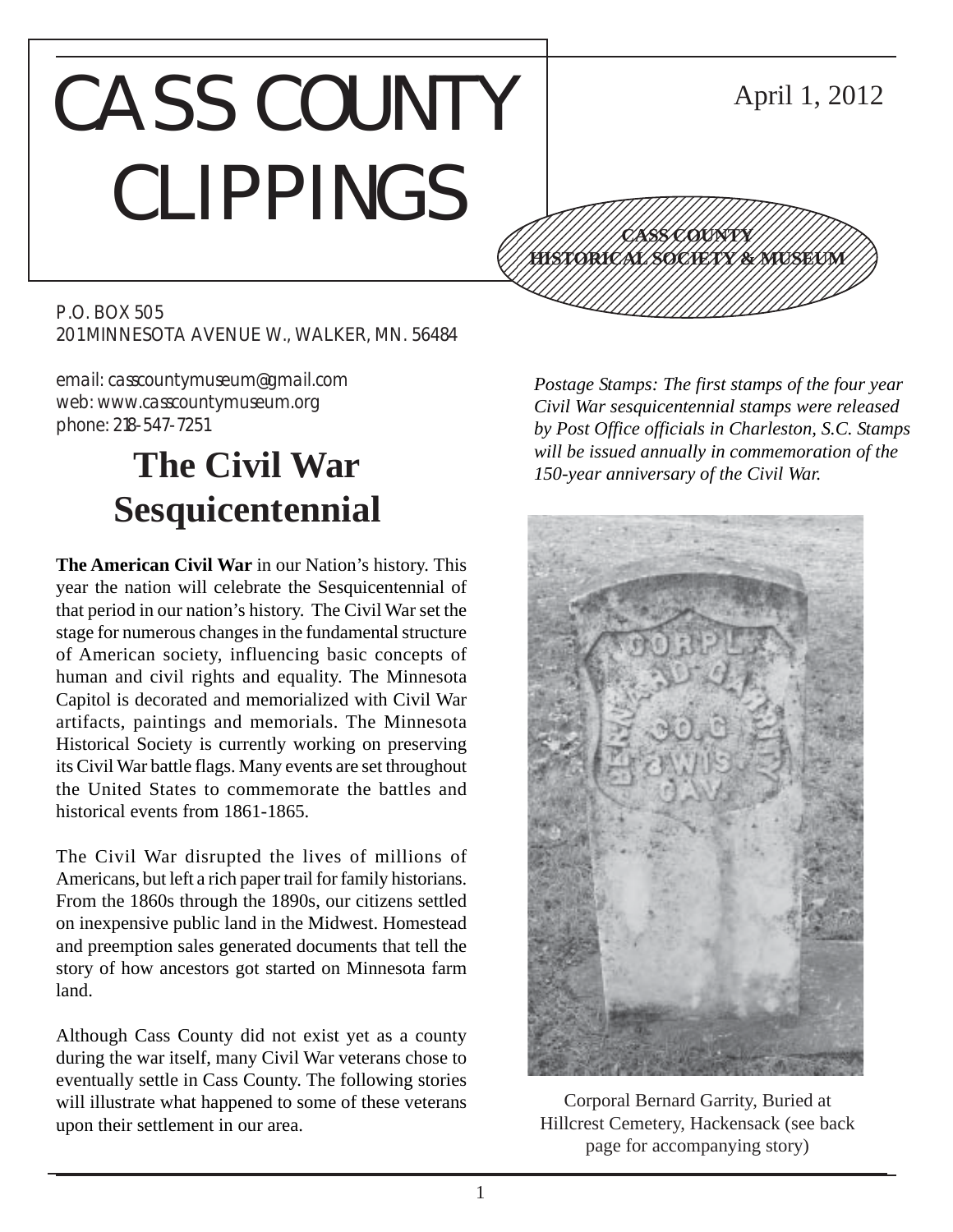# CASS COUNTY CLIPPINGS

April 1, 2012

**CASS COUNTY HISTORICAL SOCIETY & MUSEUM**

P.O. BOX 505
201 MINNESOTA AVENUE W., WALKER, MN. 56484

email: casscountymuseum@gmail.com
web: www.casscountymuseum.org
phone: 218-547-7251

## The Civil War Sesquicentennial

**The American Civil War** in our Nation's history. This year the nation will celebrate the Sesquicentennial of that period in our nation's history. The Civil War set the stage for numerous changes in the fundamental structure of American society, influencing basic concepts of human and civil rights and equality. The Minnesota Capitol is decorated and memorialized with Civil War artifacts, paintings and memorials. The Minnesota Historical Society is currently working on preserving its Civil War battle flags. Many events are set throughout the United States to commemorate the battles and historical events from 1861-1865.

The Civil War disrupted the lives of millions of Americans, but left a rich paper trail for family historians. From the 1860s through the 1890s, our citizens settled on inexpensive public land in the Midwest. Homestead and preemption sales generated documents that tell the story of how ancestors got started on Minnesota farm land.

Although Cass County did not exist yet as a county during the war itself, many Civil War veterans chose to eventually settle in Cass County. The following stories will illustrate what happened to some of these veterans upon their settlement in our area.

*Postage Stamps: The first stamps of the four year Civil War sesquicentennial stamps were released by Post Office officials in Charleston, S.C. Stamps will be issued annually in commemoration of the 150-year anniversary of the Civil War.*

Corporal Bernard Garrity, Buried at Hillcrest Cemetery, Hackensack (see back page for accompanying story)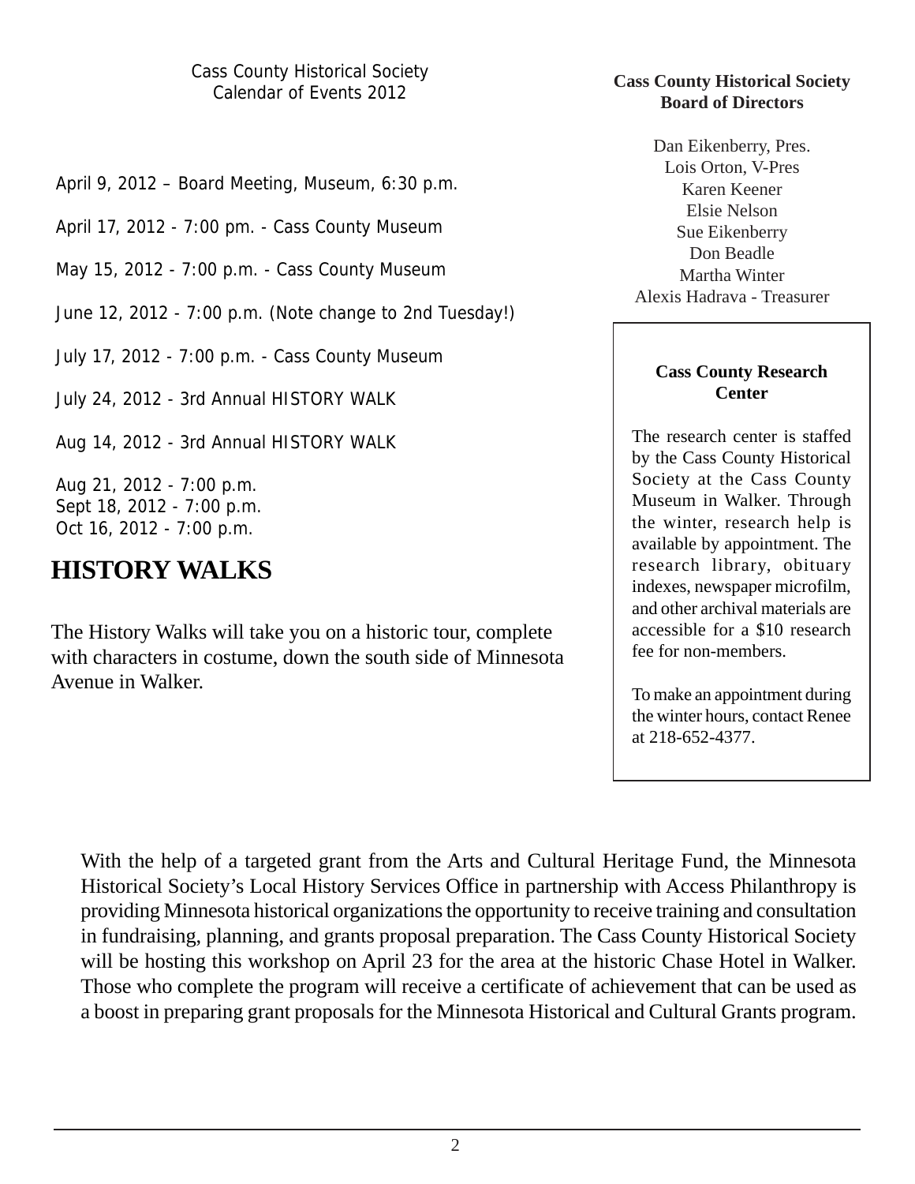Cass County Historical Society
Calendar of Events 2012

April 9, 2012 – Board Meeting, Museum, 6:30 p.m.

April 17, 2012 - 7:00 pm. - Cass County Museum

May 15, 2012 - 7:00 p.m. - Cass County Museum

June 12, 2012 - 7:00 p.m. (Note change to 2nd Tuesday!)

July 17, 2012 - 7:00 p.m. - Cass County Museum

July 24, 2012 - 3rd Annual HISTORY WALK

Aug 14, 2012 - 3rd Annual HISTORY WALK

Aug 21, 2012 - 7:00 p.m.
Sept 18, 2012 - 7:00 p.m.
Oct 16, 2012 - 7:00 p.m.

## HISTORY WALKS

The History Walks will take you on a historic tour, complete with characters in costume, down the south side of Minnesota Avenue in Walker.

**Cass County Historical Society Board of Directors**

Dan Eikenberry, Pres.
Lois Orton, V-Pres
Karen Keener
Elsie Nelson
Sue Eikenberry
Don Beadle
Martha Winter
Alexis Hadrava - Treasurer

**Cass County Research Center**

The research center is staffed by the Cass County Historical Society at the Cass County Museum in Walker. Through the winter, research help is available by appointment. The research library, obituary indexes, newspaper microfilm, and other archival materials are accessible for a $10 research fee for non-members.

To make an appointment during the winter hours, contact Renee at 218-652-4377.

With the help of a targeted grant from the Arts and Cultural Heritage Fund, the Minnesota Historical Society's Local History Services Office in partnership with Access Philanthropy is providing Minnesota historical organizations the opportunity to receive training and consultation in fundraising, planning, and grants proposal preparation. The Cass County Historical Society will be hosting this workshop on April 23 for the area at the historic Chase Hotel in Walker. Those who complete the program will receive a certificate of achievement that can be used as a boost in preparing grant proposals for the Minnesota Historical and Cultural Grants program.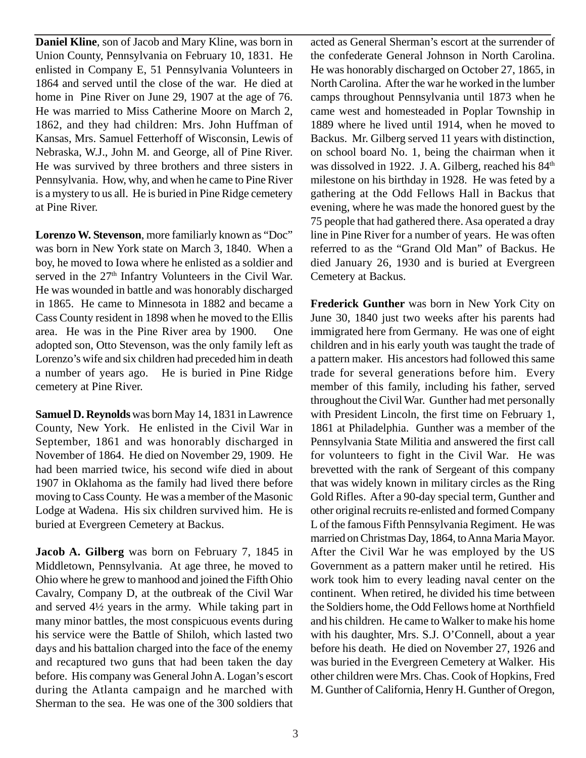**Daniel Kline**, son of Jacob and Mary Kline, was born in Union County, Pennsylvania on February 10, 1831. He enlisted in Company E, 51 Pennsylvania Volunteers in 1864 and served until the close of the war. He died at home in Pine River on June 29, 1907 at the age of 76. He was married to Miss Catherine Moore on March 2, 1862, and they had children: Mrs. John Huffman of Kansas, Mrs. Samuel Fetterhoff of Wisconsin, Lewis of Nebraska, W.J., John M. and George, all of Pine River. He was survived by three brothers and three sisters in Pennsylvania. How, why, and when he came to Pine River is a mystery to us all. He is buried in Pine Ridge cemetery at Pine River.

**Lorenzo W. Stevenson**, more familiarly known as "Doc" was born in New York state on March 3, 1840. When a boy, he moved to Iowa where he enlisted as a soldier and served in the 27th Infantry Volunteers in the Civil War. He was wounded in battle and was honorably discharged in 1865. He came to Minnesota in 1882 and became a Cass County resident in 1898 when he moved to the Ellis area. He was in the Pine River area by 1900. One adopted son, Otto Stevenson, was the only family left as Lorenzo's wife and six children had preceded him in death a number of years ago. He is buried in Pine Ridge cemetery at Pine River.

**Samuel D. Reynolds** was born May 14, 1831 in Lawrence County, New York. He enlisted in the Civil War in September, 1861 and was honorably discharged in November of 1864. He died on November 29, 1909. He had been married twice, his second wife died in about 1907 in Oklahoma as the family had lived there before moving to Cass County. He was a member of the Masonic Lodge at Wadena. His six children survived him. He is buried at Evergreen Cemetery at Backus.

**Jacob A. Gilberg** was born on February 7, 1845 in Middletown, Pennsylvania. At age three, he moved to Ohio where he grew to manhood and joined the Fifth Ohio Cavalry, Company D, at the outbreak of the Civil War and served 4½ years in the army. While taking part in many minor battles, the most conspicuous events during his service were the Battle of Shiloh, which lasted two days and his battalion charged into the face of the enemy and recaptured two guns that had been taken the day before. His company was General John A. Logan's escort during the Atlanta campaign and he marched with Sherman to the sea. He was one of the 300 soldiers that acted as General Sherman's escort at the surrender of the confederate General Johnson in North Carolina. He was honorably discharged on October 27, 1865, in North Carolina. After the war he worked in the lumber camps throughout Pennsylvania until 1873 when he came west and homesteaded in Poplar Township in 1889 where he lived until 1914, when he moved to Backus. Mr. Gilberg served 11 years with distinction, on school board No. 1, being the chairman when it was dissolved in 1922. J. A. Gilberg, reached his 84th milestone on his birthday in 1928. He was feted by a gathering at the Odd Fellows Hall in Backus that evening, where he was made the honored guest by the 75 people that had gathered there. Asa operated a dray line in Pine River for a number of years. He was often referred to as the "Grand Old Man" of Backus. He died January 26, 1930 and is buried at Evergreen Cemetery at Backus.

**Frederick Gunther** was born in New York City on June 30, 1840 just two weeks after his parents had immigrated here from Germany. He was one of eight children and in his early youth was taught the trade of a pattern maker. His ancestors had followed this same trade for several generations before him. Every member of this family, including his father, served throughout the Civil War. Gunther had met personally with President Lincoln, the first time on February 1, 1861 at Philadelphia. Gunther was a member of the Pennsylvania State Militia and answered the first call for volunteers to fight in the Civil War. He was brevetted with the rank of Sergeant of this company that was widely known in military circles as the Ring Gold Rifles. After a 90-day special term, Gunther and other original recruits re-enlisted and formed Company L of the famous Fifth Pennsylvania Regiment. He was married on Christmas Day, 1864, to Anna Maria Mayor. After the Civil War he was employed by the US Government as a pattern maker until he retired. His work took him to every leading naval center on the continent. When retired, he divided his time between the Soldiers home, the Odd Fellows home at Northfield and his children. He came to Walker to make his home with his daughter, Mrs. S.J. O'Connell, about a year before his death. He died on November 27, 1926 and was buried in the Evergreen Cemetery at Walker. His other children were Mrs. Chas. Cook of Hopkins, Fred M. Gunther of California, Henry H. Gunther of Oregon,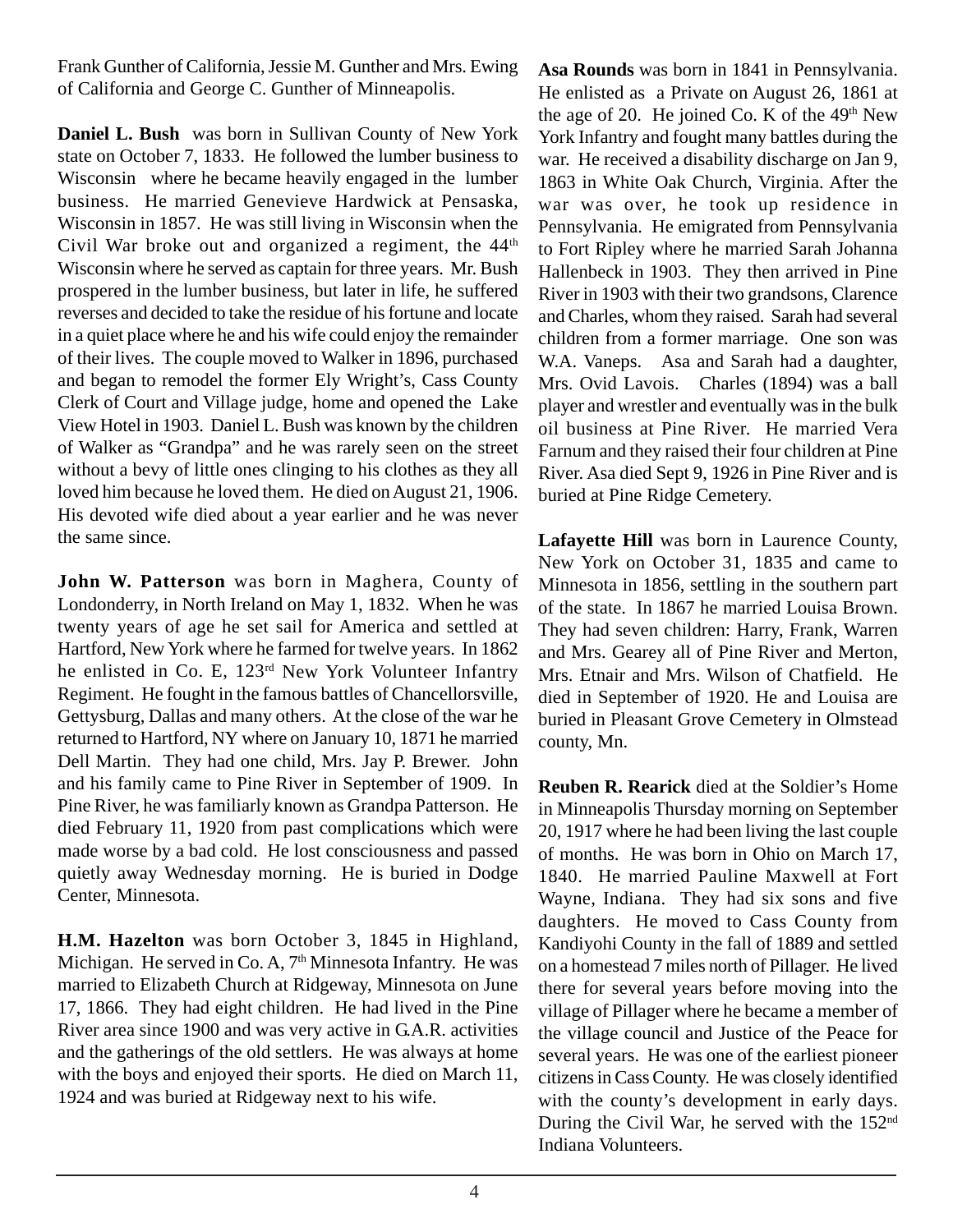Frank Gunther of California, Jessie M. Gunther and Mrs. Ewing of California and George C. Gunther of Minneapolis.

**Daniel L. Bush** was born in Sullivan County of New York state on October 7, 1833. He followed the lumber business to Wisconsin where he became heavily engaged in the lumber business. He married Genevieve Hardwick at Pensaska, Wisconsin in 1857. He was still living in Wisconsin when the Civil War broke out and organized a regiment, the 44th Wisconsin where he served as captain for three years. Mr. Bush prospered in the lumber business, but later in life, he suffered reverses and decided to take the residue of his fortune and locate in a quiet place where he and his wife could enjoy the remainder of their lives. The couple moved to Walker in 1896, purchased and began to remodel the former Ely Wright's, Cass County Clerk of Court and Village judge, home and opened the Lake View Hotel in 1903. Daniel L. Bush was known by the children of Walker as "Grandpa" and he was rarely seen on the street without a bevy of little ones clinging to his clothes as they all loved him because he loved them. He died on August 21, 1906. His devoted wife died about a year earlier and he was never the same since.

**John W. Patterson** was born in Maghera, County of Londonderry, in North Ireland on May 1, 1832. When he was twenty years of age he set sail for America and settled at Hartford, New York where he farmed for twelve years. In 1862 he enlisted in Co. E, 123rd New York Volunteer Infantry Regiment. He fought in the famous battles of Chancellorsville, Gettysburg, Dallas and many others. At the close of the war he returned to Hartford, NY where on January 10, 1871 he married Dell Martin. They had one child, Mrs. Jay P. Brewer. John and his family came to Pine River in September of 1909. In Pine River, he was familiarly known as Grandpa Patterson. He died February 11, 1920 from past complications which were made worse by a bad cold. He lost consciousness and passed quietly away Wednesday morning. He is buried in Dodge Center, Minnesota.

**H.M. Hazelton** was born October 3, 1845 in Highland, Michigan. He served in Co. A, 7th Minnesota Infantry. He was married to Elizabeth Church at Ridgeway, Minnesota on June 17, 1866. They had eight children. He had lived in the Pine River area since 1900 and was very active in G.A.R. activities and the gatherings of the old settlers. He was always at home with the boys and enjoyed their sports. He died on March 11, 1924 and was buried at Ridgeway next to his wife.

**Asa Rounds** was born in 1841 in Pennsylvania. He enlisted as a Private on August 26, 1861 at the age of 20. He joined Co. K of the 49th New York Infantry and fought many battles during the war. He received a disability discharge on Jan 9, 1863 in White Oak Church, Virginia. After the war was over, he took up residence in Pennsylvania. He emigrated from Pennsylvania to Fort Ripley where he married Sarah Johanna Hallenbeck in 1903. They then arrived in Pine River in 1903 with their two grandsons, Clarence and Charles, whom they raised. Sarah had several children from a former marriage. One son was W.A. Vaneps. Asa and Sarah had a daughter, Mrs. Ovid Lavois. Charles (1894) was a ball player and wrestler and eventually was in the bulk oil business at Pine River. He married Vera Farnum and they raised their four children at Pine River. Asa died Sept 9, 1926 in Pine River and is buried at Pine Ridge Cemetery.

**Lafayette Hill** was born in Laurence County, New York on October 31, 1835 and came to Minnesota in 1856, settling in the southern part of the state. In 1867 he married Louisa Brown. They had seven children: Harry, Frank, Warren and Mrs. Gearey all of Pine River and Merton, Mrs. Etnair and Mrs. Wilson of Chatfield. He died in September of 1920. He and Louisa are buried in Pleasant Grove Cemetery in Olmstead county, Mn.

**Reuben R. Rearick** died at the Soldier's Home in Minneapolis Thursday morning on September 20, 1917 where he had been living the last couple of months. He was born in Ohio on March 17, 1840. He married Pauline Maxwell at Fort Wayne, Indiana. They had six sons and five daughters. He moved to Cass County from Kandiyohi County in the fall of 1889 and settled on a homestead 7 miles north of Pillager. He lived there for several years before moving into the village of Pillager where he became a member of the village council and Justice of the Peace for several years. He was one of the earliest pioneer citizens in Cass County. He was closely identified with the county's development in early days. During the Civil War, he served with the 152nd Indiana Volunteers.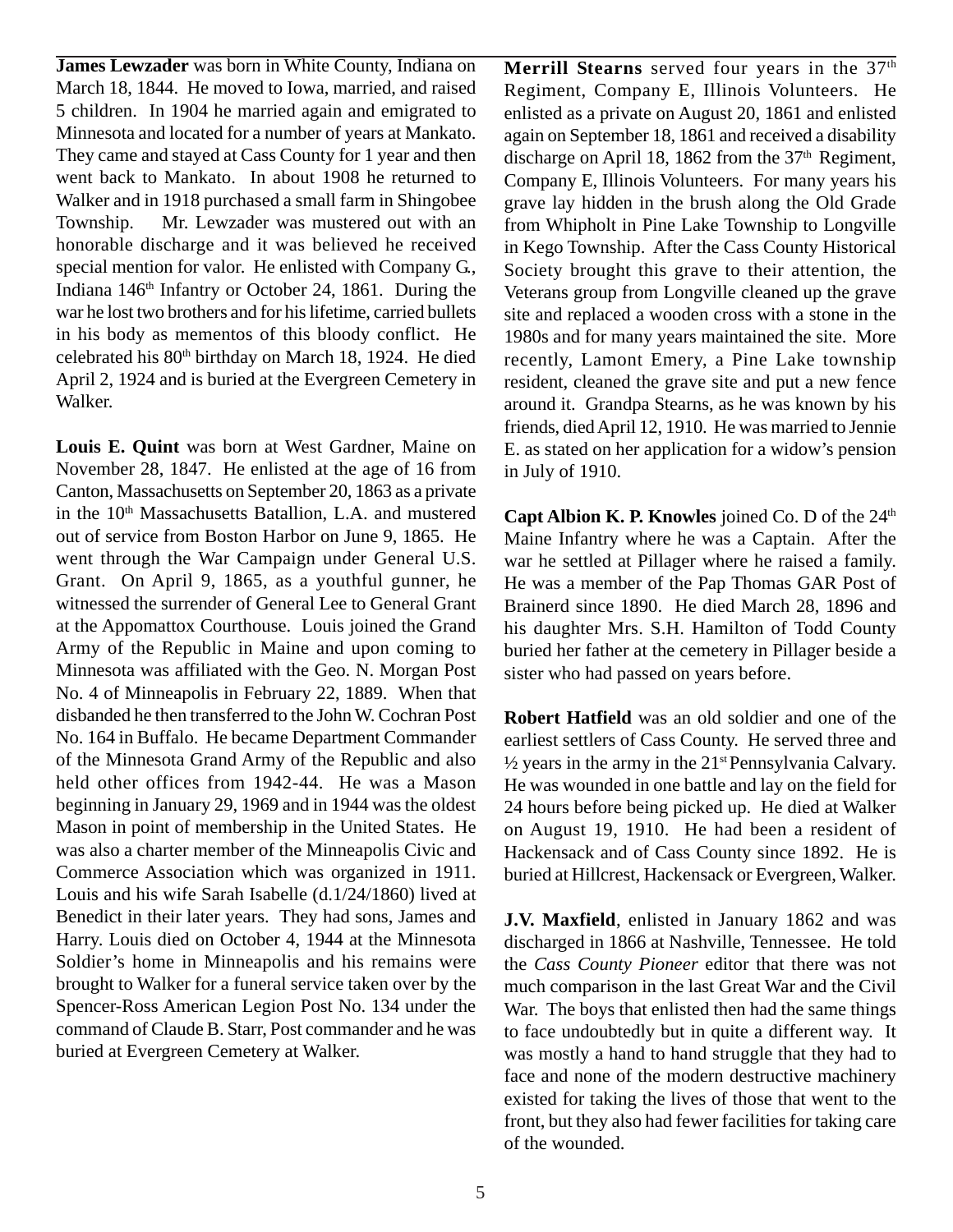**James Lewzader** was born in White County, Indiana on March 18, 1844. He moved to Iowa, married, and raised 5 children. In 1904 he married again and emigrated to Minnesota and located for a number of years at Mankato. They came and stayed at Cass County for 1 year and then went back to Mankato. In about 1908 he returned to Walker and in 1918 purchased a small farm in Shingobee Township. Mr. Lewzader was mustered out with an honorable discharge and it was believed he received special mention for valor. He enlisted with Company G., Indiana 146th Infantry or October 24, 1861. During the war he lost two brothers and for his lifetime, carried bullets in his body as mementos of this bloody conflict. He celebrated his 80th birthday on March 18, 1924. He died April 2, 1924 and is buried at the Evergreen Cemetery in Walker.

**Louis E. Quint** was born at West Gardner, Maine on November 28, 1847. He enlisted at the age of 16 from Canton, Massachusetts on September 20, 1863 as a private in the 10th Massachusetts Batallion, L.A. and mustered out of service from Boston Harbor on June 9, 1865. He went through the War Campaign under General U.S. Grant. On April 9, 1865, as a youthful gunner, he witnessed the surrender of General Lee to General Grant at the Appomattox Courthouse. Louis joined the Grand Army of the Republic in Maine and upon coming to Minnesota was affiliated with the Geo. N. Morgan Post No. 4 of Minneapolis in February 22, 1889. When that disbanded he then transferred to the John W. Cochran Post No. 164 in Buffalo. He became Department Commander of the Minnesota Grand Army of the Republic and also held other offices from 1942-44. He was a Mason beginning in January 29, 1969 and in 1944 was the oldest Mason in point of membership in the United States. He was also a charter member of the Minneapolis Civic and Commerce Association which was organized in 1911. Louis and his wife Sarah Isabelle (d.1/24/1860) lived at Benedict in their later years. They had sons, James and Harry. Louis died on October 4, 1944 at the Minnesota Soldier's home in Minneapolis and his remains were brought to Walker for a funeral service taken over by the Spencer-Ross American Legion Post No. 134 under the command of Claude B. Starr, Post commander and he was buried at Evergreen Cemetery at Walker.

**Merrill Stearns** served four years in the 37th Regiment, Company E, Illinois Volunteers. He enlisted as a private on August 20, 1861 and enlisted again on September 18, 1861 and received a disability discharge on April 18, 1862 from the 37th Regiment, Company E, Illinois Volunteers. For many years his grave lay hidden in the brush along the Old Grade from Whipholt in Pine Lake Township to Longville in Kego Township. After the Cass County Historical Society brought this grave to their attention, the Veterans group from Longville cleaned up the grave site and replaced a wooden cross with a stone in the 1980s and for many years maintained the site. More recently, Lamont Emery, a Pine Lake township resident, cleaned the grave site and put a new fence around it. Grandpa Stearns, as he was known by his friends, died April 12, 1910. He was married to Jennie E. as stated on her application for a widow's pension in July of 1910.

**Capt Albion K. P. Knowles** joined Co. D of the 24th Maine Infantry where he was a Captain. After the war he settled at Pillager where he raised a family. He was a member of the Pap Thomas GAR Post of Brainerd since 1890. He died March 28, 1896 and his daughter Mrs. S.H. Hamilton of Todd County buried her father at the cemetery in Pillager beside a sister who had passed on years before.

**Robert Hatfield** was an old soldier and one of the earliest settlers of Cass County. He served three and ½ years in the army in the 21st Pennsylvania Calvary. He was wounded in one battle and lay on the field for 24 hours before being picked up. He died at Walker on August 19, 1910. He had been a resident of Hackensack and of Cass County since 1892. He is buried at Hillcrest, Hackensack or Evergreen, Walker.

**J.V. Maxfield**, enlisted in January 1862 and was discharged in 1866 at Nashville, Tennessee. He told the *Cass County Pioneer* editor that there was not much comparison in the last Great War and the Civil War. The boys that enlisted then had the same things to face undoubtedly but in quite a different way. It was mostly a hand to hand struggle that they had to face and none of the modern destructive machinery existed for taking the lives of those that went to the front, but they also had fewer facilities for taking care of the wounded.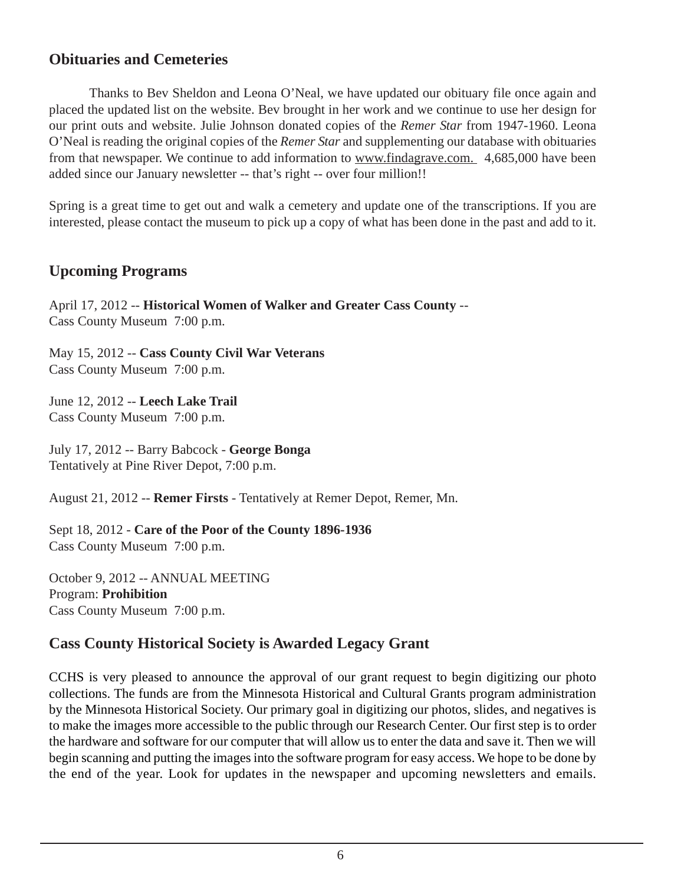## Obituaries and Cemeteries

Thanks to Bev Sheldon and Leona O'Neal, we have updated our obituary file once again and placed the updated list on the website. Bev brought in her work and we continue to use her design for our print outs and website. Julie Johnson donated copies of the *Remer Star* from 1947-1960. Leona O'Neal is reading the original copies of the *Remer Star* and supplementing our database with obituaries from that newspaper. We continue to add information to www.findagrave.com. 4,685,000 have been added since our January newsletter -- that's right -- over four million!!

Spring is a great time to get out and walk a cemetery and update one of the transcriptions. If you are interested, please contact the museum to pick up a copy of what has been done in the past and add to it.

## Upcoming Programs

April 17, 2012 -- **Historical Women of Walker and Greater Cass County** --
Cass County Museum 7:00 p.m.

May 15, 2012 -- **Cass County Civil War Veterans**
Cass County Museum 7:00 p.m.

June 12, 2012 -- **Leech Lake Trail**
Cass County Museum 7:00 p.m.

July 17, 2012 -- Barry Babcock - **George Bonga**
Tentatively at Pine River Depot, 7:00 p.m.

August 21, 2012 -- **Remer Firsts** - Tentatively at Remer Depot, Remer, Mn.

Sept 18, 2012 - **Care of the Poor of the County 1896-1936**
Cass County Museum 7:00 p.m.

October 9, 2012 -- ANNUAL MEETING
Program: **Prohibition**
Cass County Museum 7:00 p.m.

## Cass County Historical Society is Awarded Legacy Grant

CCHS is very pleased to announce the approval of our grant request to begin digitizing our photo collections. The funds are from the Minnesota Historical and Cultural Grants program administration by the Minnesota Historical Society. Our primary goal in digitizing our photos, slides, and negatives is to make the images more accessible to the public through our Research Center. Our first step is to order the hardware and software for our computer that will allow us to enter the data and save it. Then we will begin scanning and putting the images into the software program for easy access. We hope to be done by the end of the year. Look for updates in the newspaper and upcoming newsletters and emails.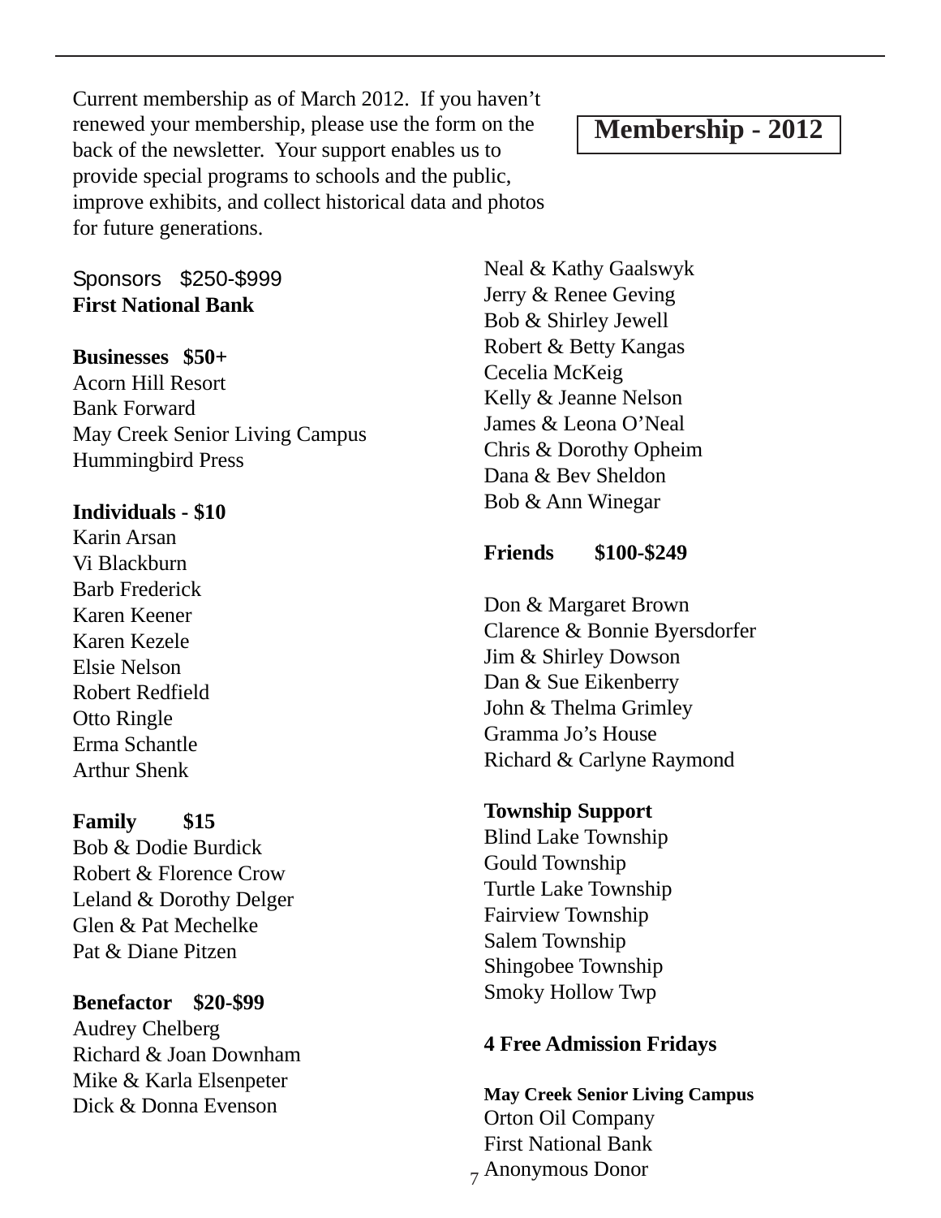# Membership - 2012

Current membership as of March 2012. If you haven't renewed your membership, please use the form on the back of the newsletter. Your support enables us to provide special programs to schools and the public, improve exhibits, and collect historical data and photos for future generations.

Sponsors $250-$999
**First National Bank**

**Businesses $50+**
Acorn Hill Resort
Bank Forward
May Creek Senior Living Campus
Hummingbird Press

**Individuals - $10**
Karin Arsan
Vi Blackburn
Barb Frederick
Karen Keener
Karen Kezele
Elsie Nelson
Robert Redfield
Otto Ringle
Erma Schantle
Arthur Shenk

**Family $15**
Bob & Dodie Burdick
Robert & Florence Crow
Leland & Dorothy Delger
Glen & Pat Mechelke
Pat & Diane Pitzen

**Benefactor $20-$99**
Audrey Chelberg
Richard & Joan Downham
Mike & Karla Elsenpeter
Dick & Donna Evenson
Neal & Kathy Gaalswyk
Jerry & Renee Geving
Bob & Shirley Jewell
Robert & Betty Kangas
Cecelia McKeig
Kelly & Jeanne Nelson
James & Leona O'Neal
Chris & Dorothy Opheim
Dana & Bev Sheldon
Bob & Ann Winegar

**Friends $100-$249**

Don & Margaret Brown
Clarence & Bonnie Byersdorfer
Jim & Shirley Dowson
Dan & Sue Eikenberry
John & Thelma Grimley
Gramma Jo's House
Richard & Carlyne Raymond

**Township Support**
Blind Lake Township
Gould Township
Turtle Lake Township
Fairview Township
Salem Township
Shingobee Township
Smoky Hollow Twp

**4 Free Admission Fridays**

**May Creek Senior Living Campus**
Orton Oil Company
First National Bank
Anonymous Donor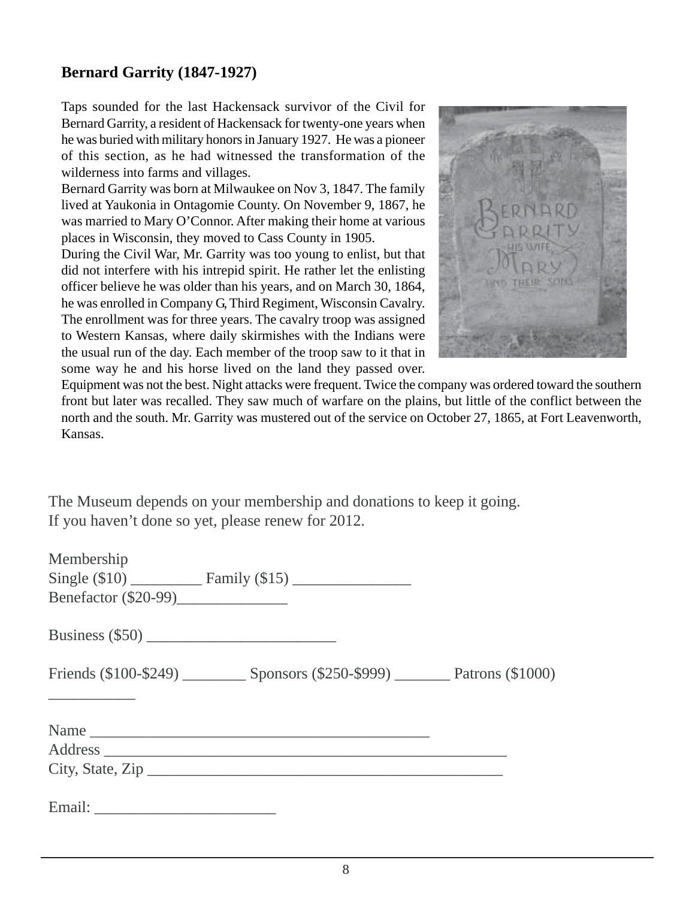**Bernard Garrity (1847-1927)**

Taps sounded for the last Hackensack survivor of the Civil for Bernard Garrity, a resident of Hackensack for twenty-one years when he was buried with military honors in January 1927. He was a pioneer of this section, as he had witnessed the transformation of the wilderness into farms and villages.

Bernard Garrity was born at Milwaukee on Nov 3, 1847. The family lived at Yaukonia in Ontagomie County. On November 9, 1867, he was married to Mary O'Connor. After making their home at various places in Wisconsin, they moved to Cass County in 1905.

During the Civil War, Mr. Garrity was too young to enlist, but that did not interfere with his intrepid spirit. He rather let the enlisting officer believe he was older than his years, and on March 30, 1864, he was enrolled in Company G, Third Regiment, Wisconsin Cavalry. The enrollment was for three years. The cavalry troop was assigned to Western Kansas, where daily skirmishes with the Indians were the usual run of the day. Each member of the troop saw to it that in some way he and his horse lived on the land they passed over. Equipment was not the best. Night attacks were frequent. Twice the company was ordered toward the southern front but later was recalled. They saw much of warfare on the plains, but little of the conflict between the north and the south. Mr. Garrity was mustered out of the service on October 27, 1865, at Fort Leavenworth, Kansas.

The Museum depends on your membership and donations to keep it going.
If you haven't done so yet, please renew for 2012.

Membership
Single ($10) _________ Family ($15) _______________
Benefactor ($20-99)______________

Business ($50) ________________________

Friends ($100-$249) ________ Sponsors ($250-$999) _______ Patrons ($1000) ___________

Name ____________________________________________
Address _____________________________________________________
City, State, Zip ______________________________________________

Email: _______________________